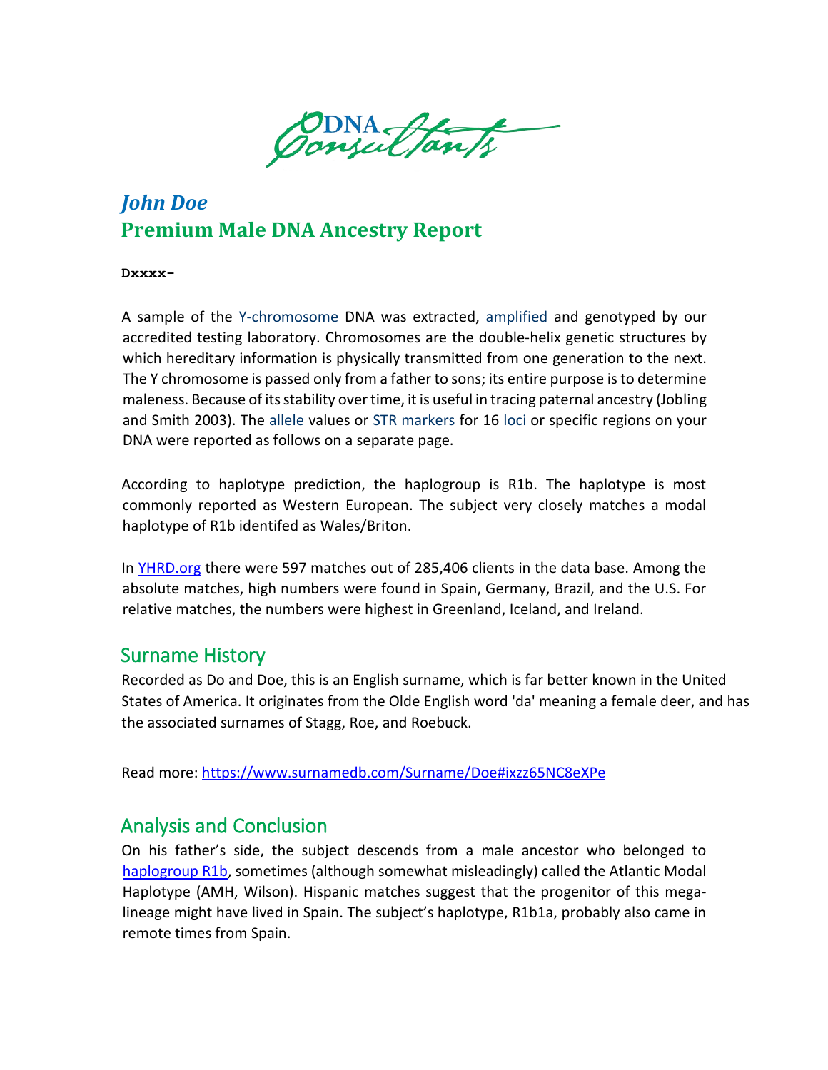DNA Consultants

# *John Doe*
# Premium Male DNA Ancestry Report

**Dxxxx-**

A sample of the Y-chromosome DNA was extracted, amplified and genotyped by our accredited testing laboratory. Chromosomes are the double-helix genetic structures by which hereditary information is physically transmitted from one generation to the next. The Y chromosome is passed only from a father to sons; its entire purpose is to determine maleness. Because of its stability over time, it is useful in tracing paternal ancestry (Jobling and Smith 2003). The allele values or STR markers for 16 loci or specific regions on your DNA were reported as follows on a separate page.

According to haplotype prediction, the haplogroup is R1b. The haplotype is most commonly reported as Western European. The subject very closely matches a modal haplotype of R1b identifed as Wales/Briton.

In [YHRD.org](YHRD.org) there were 597 matches out of 285,406 clients in the data base. Among the absolute matches, high numbers were found in Spain, Germany, Brazil, and the U.S. For relative matches, the numbers were highest in Greenland, Iceland, and Ireland.

## Surname History

Recorded as Do and Doe, this is an English surname, which is far better known in the United States of America. It originates from the Olde English word 'da' meaning a female deer, and has the associated surnames of Stagg, Roe, and Roebuck.

Read more: [https://www.surnamedb.com/Surname/Doe#ixzz65NC8eXPe](https://www.surnamedb.com/Surname/Doe#ixzz65NC8eXPe)

## Analysis and Conclusion

On his father's side, the subject descends from a male ancestor who belonged to [haplogroup R1b](haplogroup R1b), sometimes (although somewhat misleadingly) called the Atlantic Modal Haplotype (AMH, Wilson). Hispanic matches suggest that the progenitor of this mega-lineage might have lived in Spain. The subject's haplotype, R1b1a, probably also came in remote times from Spain.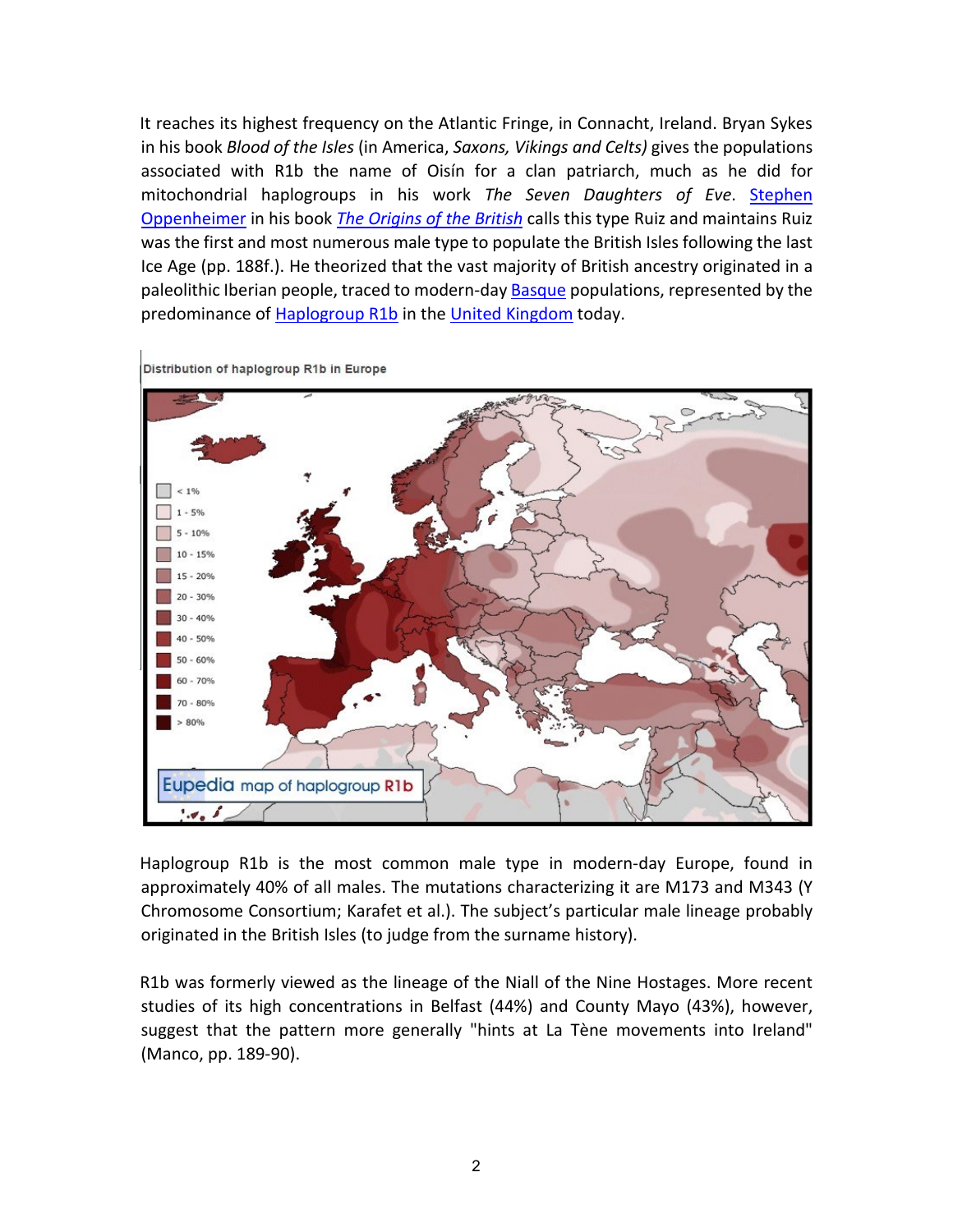It reaches its highest frequency on the Atlantic Fringe, in Connacht, Ireland. Bryan Sykes in his book *Blood of the Isles* (in America, *Saxons, Vikings and Celts)* gives the populations associated with R1b the name of Oisín for a clan patriarch, much as he did for mitochondrial haplogroups in his work *The Seven Daughters of Eve*. Stephen Oppenheimer in his book *The Origins of the British* calls this type Ruiz and maintains Ruiz was the first and most numerous male type to populate the British Isles following the last Ice Age (pp. 188f.). He theorized that the vast majority of British ancestry originated in a paleolithic Iberian people, traced to modern-day Basque populations, represented by the predominance of Haplogroup R1b in the United Kingdom today.

Distribution of haplogroup R1b in Europe

Haplogroup R1b is the most common male type in modern-day Europe, found in approximately 40% of all males. The mutations characterizing it are M173 and M343 (Y Chromosome Consortium; Karafet et al.). The subject's particular male lineage probably originated in the British Isles (to judge from the surname history).

R1b was formerly viewed as the lineage of the Niall of the Nine Hostages. More recent studies of its high concentrations in Belfast (44%) and County Mayo (43%), however, suggest that the pattern more generally "hints at La Tène movements into Ireland" (Manco, pp. 189-90).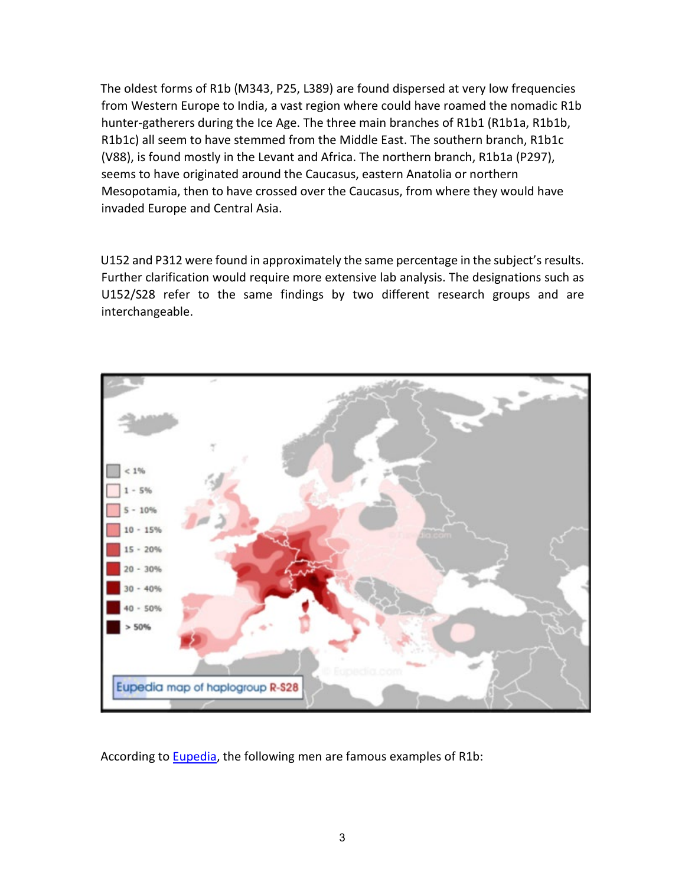The oldest forms of R1b (M343, P25, L389) are found dispersed at very low frequencies from Western Europe to India, a vast region where could have roamed the nomadic R1b hunter-gatherers during the Ice Age. The three main branches of R1b1 (R1b1a, R1b1b, R1b1c) all seem to have stemmed from the Middle East. The southern branch, R1b1c (V88), is found mostly in the Levant and Africa. The northern branch, R1b1a (P297), seems to have originated around the Caucasus, eastern Anatolia or northern Mesopotamia, then to have crossed over the Caucasus, from where they would have invaded Europe and Central Asia.

U152 and P312 were found in approximately the same percentage in the subject's results. Further clarification would require more extensive lab analysis. The designations such as U152/S28 refer to the same findings by two different research groups and are interchangeable.

According to [Eupedia](), the following men are famous examples of R1b: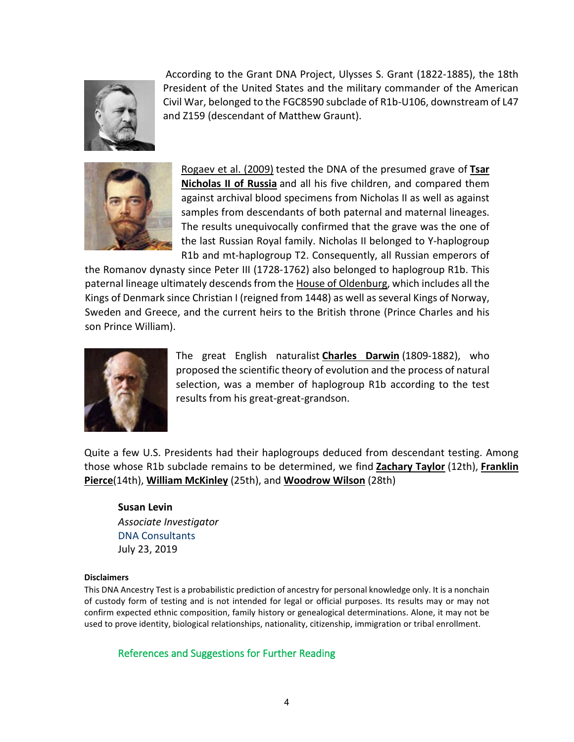According to the Grant DNA Project, Ulysses S. Grant (1822-1885), the 18th President of the United States and the military commander of the American Civil War, belonged to the FGC8590 subclade of R1b-U106, downstream of L47 and Z159 (descendant of Matthew Graunt).

Rogaev et al. (2009) tested the DNA of the presumed grave of **Tsar Nicholas II of Russia** and all his five children, and compared them against archival blood specimens from Nicholas II as well as against samples from descendants of both paternal and maternal lineages. The results unequivocally confirmed that the grave was the one of the last Russian Royal family. Nicholas II belonged to Y-haplogroup R1b and mt-haplogroup T2. Consequently, all Russian emperors of the Romanov dynasty since Peter III (1728-1762) also belonged to haplogroup R1b. This paternal lineage ultimately descends from the House of Oldenburg, which includes all the Kings of Denmark since Christian I (reigned from 1448) as well as several Kings of Norway, Sweden and Greece, and the current heirs to the British throne (Prince Charles and his son Prince William).

The great English naturalist **Charles Darwin** (1809-1882), who proposed the scientific theory of evolution and the process of natural selection, was a member of haplogroup R1b according to the test results from his great-great-grandson.

Quite a few U.S. Presidents had their haplogroups deduced from descendant testing. Among those whose R1b subclade remains to be determined, we find **Zachary Taylor** (12th), **Franklin Pierce**(14th), **William McKinley** (25th), and **Woodrow Wilson** (28th)

**Susan Levin**
*Associate Investigator*
DNA Consultants
July 23, 2019

**Disclaimers**

This DNA Ancestry Test is a probabilistic prediction of ancestry for personal knowledge only. It is a nonchain of custody form of testing and is not intended for legal or official purposes. Its results may or may not confirm expected ethnic composition, family history or genealogical determinations. Alone, it may not be used to prove identity, biological relationships, nationality, citizenship, immigration or tribal enrollment.

## References and Suggestions for Further Reading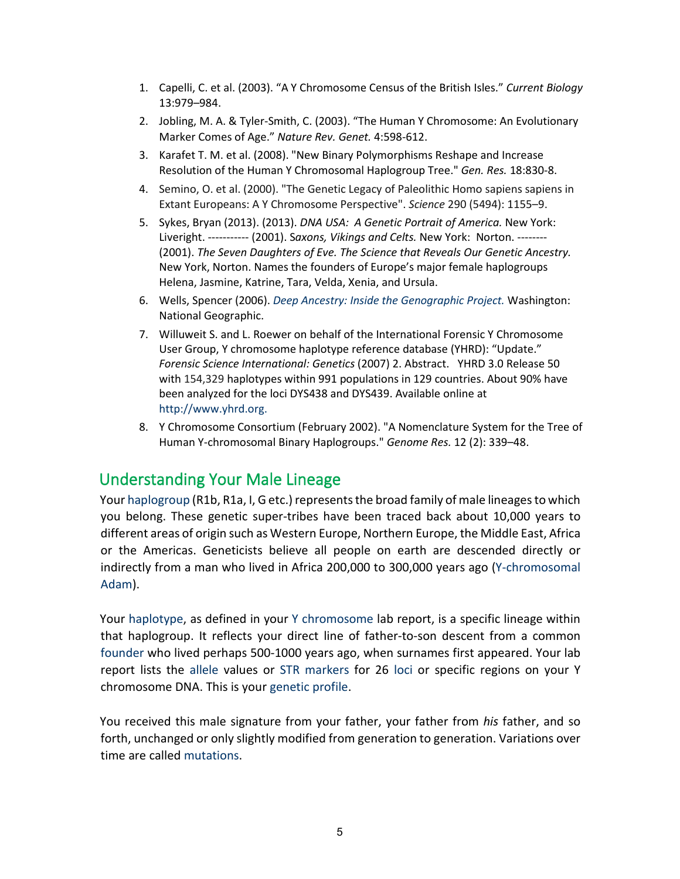1. Capelli, C. et al. (2003). "A Y Chromosome Census of the British Isles." *Current Biology* 13:979–984.
2. Jobling, M. A. & Tyler-Smith, C. (2003). "The Human Y Chromosome: An Evolutionary Marker Comes of Age." *Nature Rev. Genet.* 4:598-612.
3. Karafet T. M. et al. (2008). "New Binary Polymorphisms Reshape and Increase Resolution of the Human Y Chromosomal Haplogroup Tree." *Gen. Res.* 18:830-8.
4. Semino, O. et al. (2000). "The Genetic Legacy of Paleolithic Homo sapiens sapiens in Extant Europeans: A Y Chromosome Perspective". *Science* 290 (5494): 1155–9.
5. Sykes, Bryan (2013). (2013). *DNA USA: A Genetic Portrait of America.* New York: Liveright. ----------- (2001). S*axons, Vikings and Celts.* New York: Norton. -------- (2001). *The Seven Daughters of Eve. The Science that Reveals Our Genetic Ancestry.* New York, Norton. Names the founders of Europe's major female haplogroups Helena, Jasmine, Katrine, Tara, Velda, Xenia, and Ursula.
6. Wells, Spencer (2006). *Deep Ancestry: Inside the Genographic Project.* Washington: National Geographic.
7. Willuweit S. and L. Roewer on behalf of the International Forensic Y Chromosome User Group, Y chromosome haplotype reference database (YHRD): "Update." *Forensic Science International: Genetics* (2007) 2. Abstract. YHRD 3.0 Release 50 with 154,329 haplotypes within 991 populations in 129 countries. About 90% have been analyzed for the loci DYS438 and DYS439. Available online at http://www.yhrd.org.
8. Y Chromosome Consortium (February 2002). "A Nomenclature System for the Tree of Human Y-chromosomal Binary Haplogroups." *Genome Res.* 12 (2): 339–48.

## Understanding Your Male Lineage

Your haplogroup (R1b, R1a, I, G etc.) represents the broad family of male lineages to which you belong. These genetic super-tribes have been traced back about 10,000 years to different areas of origin such as Western Europe, Northern Europe, the Middle East, Africa or the Americas. Geneticists believe all people on earth are descended directly or indirectly from a man who lived in Africa 200,000 to 300,000 years ago (Y-chromosomal Adam).

Your haplotype, as defined in your Y chromosome lab report, is a specific lineage within that haplogroup. It reflects your direct line of father-to-son descent from a common founder who lived perhaps 500-1000 years ago, when surnames first appeared. Your lab report lists the allele values or STR markers for 26 loci or specific regions on your Y chromosome DNA. This is your genetic profile.

You received this male signature from your father, your father from *his* father, and so forth, unchanged or only slightly modified from generation to generation. Variations over time are called mutations.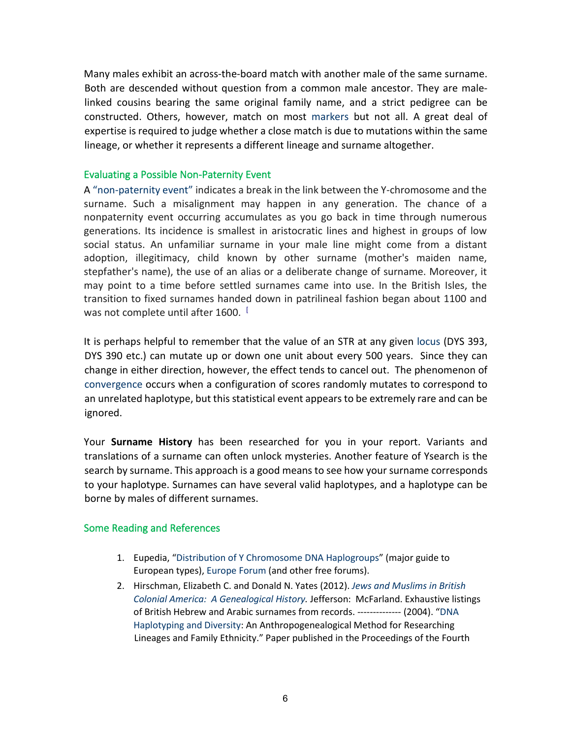Many males exhibit an across-the-board match with another male of the same surname. Both are descended without question from a common male ancestor. They are male-linked cousins bearing the same original family name, and a strict pedigree can be constructed. Others, however, match on most markers but not all. A great deal of expertise is required to judge whether a close match is due to mutations within the same lineage, or whether it represents a different lineage and surname altogether.

## Evaluating a Possible Non-Paternity Event

A "non-paternity event" indicates a break in the link between the Y-chromosome and the surname. Such a misalignment may happen in any generation. The chance of a nonpaternity event occurring accumulates as you go back in time through numerous generations. Its incidence is smallest in aristocratic lines and highest in groups of low social status. An unfamiliar surname in your male line might come from a distant adoption, illegitimacy, child known by other surname (mother's maiden name, stepfather's name), the use of an alias or a deliberate change of surname. Moreover, it may point to a time before settled surnames came into use. In the British Isles, the transition to fixed surnames handed down in patrilineal fashion began about 1100 and was not complete until after 1600. [

It is perhaps helpful to remember that the value of an STR at any given locus (DYS 393, DYS 390 etc.) can mutate up or down one unit about every 500 years. Since they can change in either direction, however, the effect tends to cancel out. The phenomenon of convergence occurs when a configuration of scores randomly mutates to correspond to an unrelated haplotype, but this statistical event appears to be extremely rare and can be ignored.

Your **Surname History** has been researched for you in your report. Variants and translations of a surname can often unlock mysteries. Another feature of Ysearch is the search by surname. This approach is a good means to see how your surname corresponds to your haplotype. Surnames can have several valid haplotypes, and a haplotype can be borne by males of different surnames.

## Some Reading and References

1. Eupedia, "Distribution of Y Chromosome DNA Haplogroups" (major guide to European types), Europe Forum (and other free forums).
2. Hirschman, Elizabeth C. and Donald N. Yates (2012). *Jews and Muslims in British Colonial America: A Genealogical History.* Jefferson: McFarland. Exhaustive listings of British Hebrew and Arabic surnames from records. -------------- (2004). "DNA Haplotyping and Diversity: An Anthropogenealogical Method for Researching Lineages and Family Ethnicity." Paper published in the Proceedings of the Fourth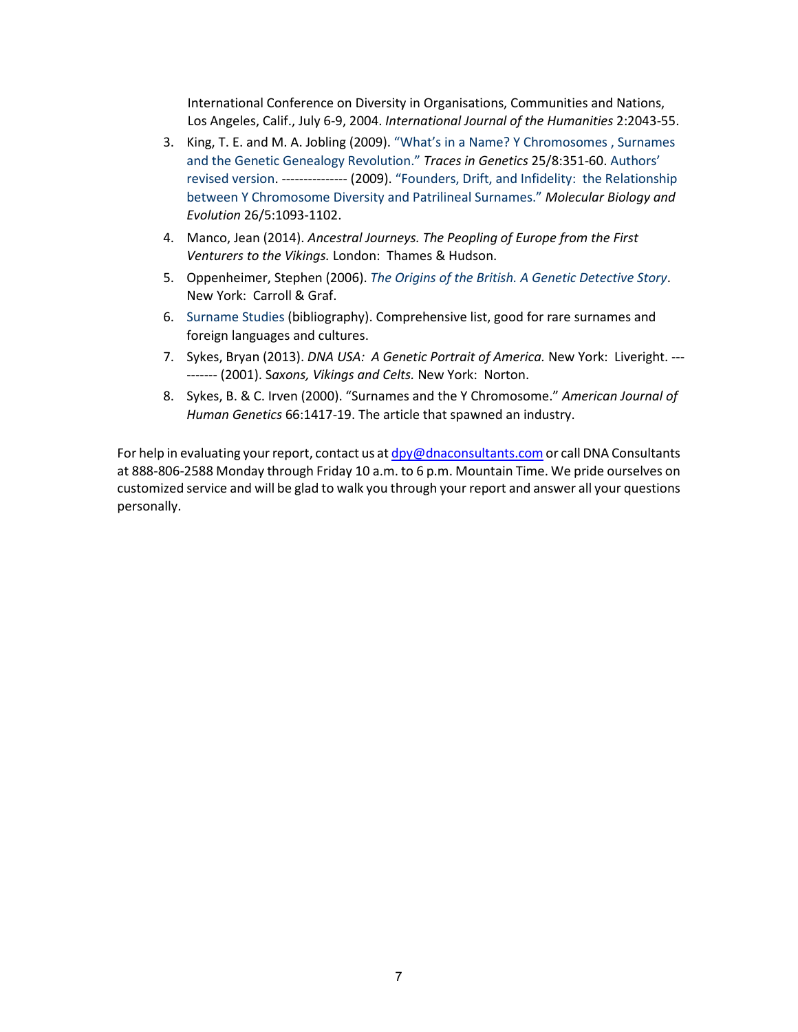International Conference on Diversity in Organisations, Communities and Nations, Los Angeles, Calif., July 6-9, 2004. *International Journal of the Humanities* 2:2043-55.

3. King, T. E. and M. A. Jobling (2009). "What's in a Name? Y Chromosomes , Surnames and the Genetic Genealogy Revolution." *Traces in Genetics* 25/8:351-60. Authors' revised version. --------------- (2009). "Founders, Drift, and Infidelity: the Relationship between Y Chromosome Diversity and Patrilineal Surnames." *Molecular Biology and Evolution* 26/5:1093-1102.
4. Manco, Jean (2014). *Ancestral Journeys. The Peopling of Europe from the First Venturers to the Vikings.* London: Thames & Hudson.
5. Oppenheimer, Stephen (2006). *The Origins of the British. A Genetic Detective Story*. New York: Carroll & Graf.
6. Surname Studies (bibliography). Comprehensive list, good for rare surnames and foreign languages and cultures.
7. Sykes, Bryan (2013). *DNA USA: A Genetic Portrait of America.* New York: Liveright. ---------- (2001). *Saxons, Vikings and Celts.* New York: Norton.
8. Sykes, B. & C. Irven (2000). "Surnames and the Y Chromosome." *American Journal of Human Genetics* 66:1417-19. The article that spawned an industry.

For help in evaluating your report, contact us at dpy@dnaconsultants.com or call DNA Consultants at 888-806-2588 Monday through Friday 10 a.m. to 6 p.m. Mountain Time. We pride ourselves on customized service and will be glad to walk you through your report and answer all your questions personally.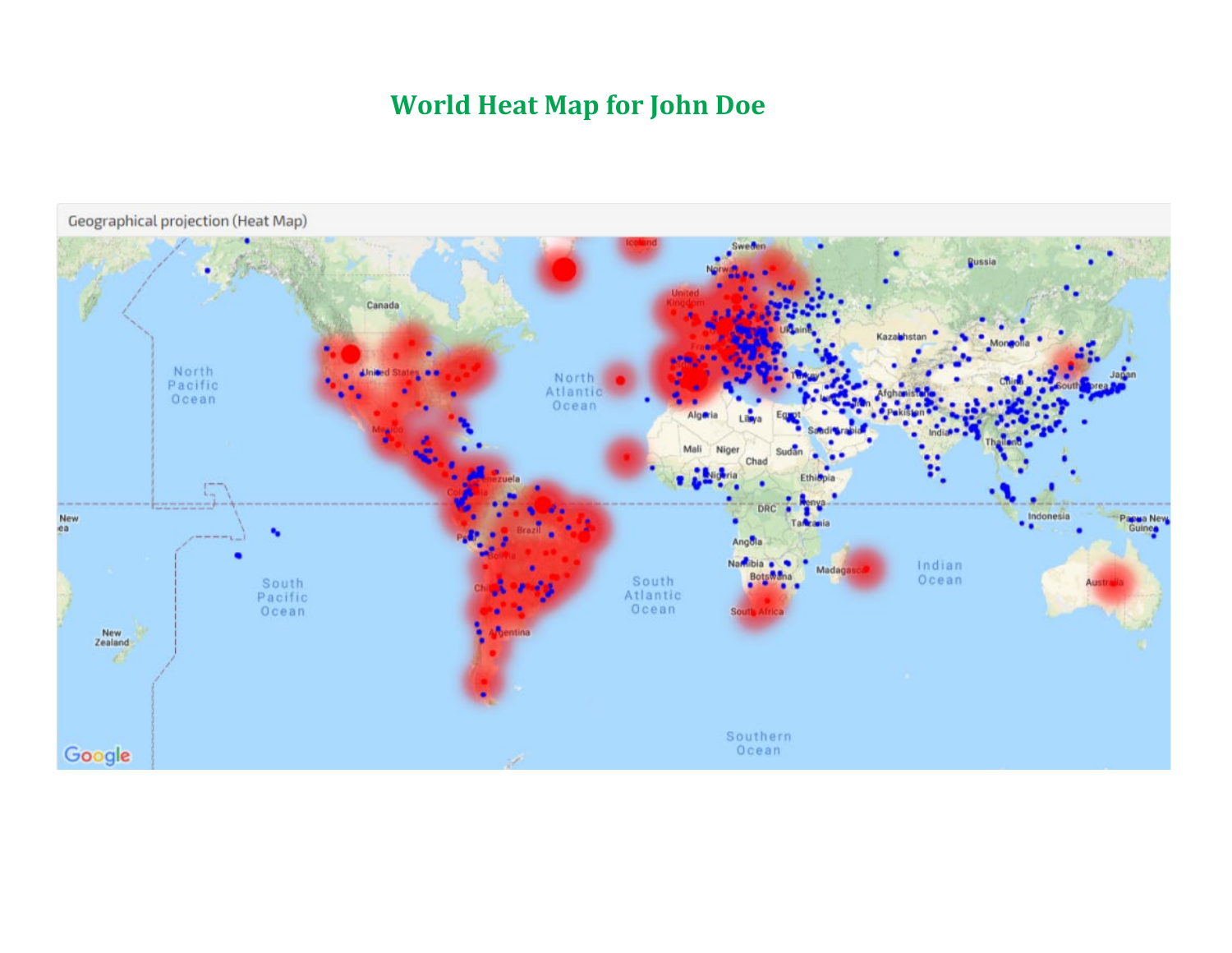# World Heat Map for John Doe

Geographical projection (Heat Map)

Canada
United States
Mexico
North Pacific Ocean
North Atlantic Ocean
South Pacific Ocean
South Atlantic Ocean
Venezuela
Colombia
Peru
Brazil
Bolivia
Chile
Argentina
Iceland
Sweden
Norway
United Kingdom
France
Ukraine
Russia
Kazakhstan
Mongolia
China
South Korea
Japan
Turkey
Algeria
Libya
Egypt
Saudi Arabia
Afghanistan
Pakistan
India
Thailand
Mali
Niger
Chad
Sudan
Nigeria
Ethiopia
DRC
Kenya
Tanzania
Angola
Namibia
Botswana
Madagascar
South Africa
Indian Ocean
Indonesia
Papua New Guinea
Australia
New Zealand
Southern Ocean
Google